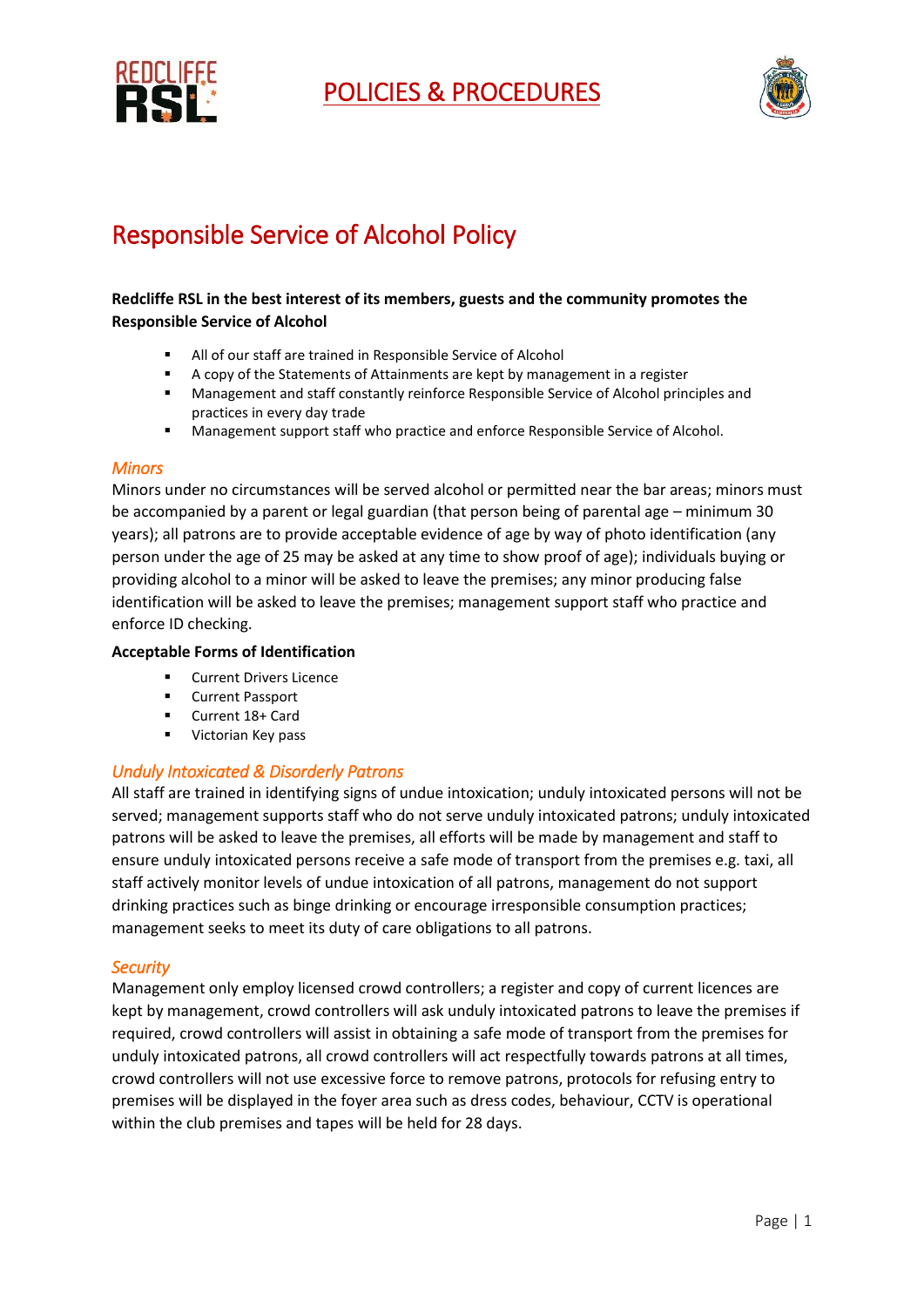# POLICIES & PROCEDURES

## Responsible Service of Alcohol Policy

**Redcliffe RSL in the best interest of its members, guests and the community promotes the Responsible Service of Alcohol**

- All of our staff are trained in Responsible Service of Alcohol
- A copy of the Statements of Attainments are kept by management in a register
- Management and staff constantly reinforce Responsible Service of Alcohol principles and practices in every day trade
- Management support staff who practice and enforce Responsible Service of Alcohol.

### *Minors*

Minors under no circumstances will be served alcohol or permitted near the bar areas; minors must be accompanied by a parent or legal guardian (that person being of parental age – minimum 30 years); all patrons are to provide acceptable evidence of age by way of photo identification (any person under the age of 25 may be asked at any time to show proof of age); individuals buying or providing alcohol to a minor will be asked to leave the premises; any minor producing false identification will be asked to leave the premises; management support staff who practice and enforce ID checking.

**Acceptable Forms of Identification**

- Current Drivers Licence
- Current Passport
- Current 18+ Card
- Victorian Key pass

### *Unduly Intoxicated & Disorderly Patrons*

All staff are trained in identifying signs of undue intoxication; unduly intoxicated persons will not be served; management supports staff who do not serve unduly intoxicated patrons; unduly intoxicated patrons will be asked to leave the premises, all efforts will be made by management and staff to ensure unduly intoxicated persons receive a safe mode of transport from the premises e.g. taxi, all staff actively monitor levels of undue intoxication of all patrons, management do not support drinking practices such as binge drinking or encourage irresponsible consumption practices; management seeks to meet its duty of care obligations to all patrons.

### *Security*

Management only employ licensed crowd controllers; a register and copy of current licences are kept by management, crowd controllers will ask unduly intoxicated patrons to leave the premises if required, crowd controllers will assist in obtaining a safe mode of transport from the premises for unduly intoxicated patrons, all crowd controllers will act respectfully towards patrons at all times, crowd controllers will not use excessive force to remove patrons, protocols for refusing entry to premises will be displayed in the foyer area such as dress codes, behaviour, CCTV is operational within the club premises and tapes will be held for 28 days.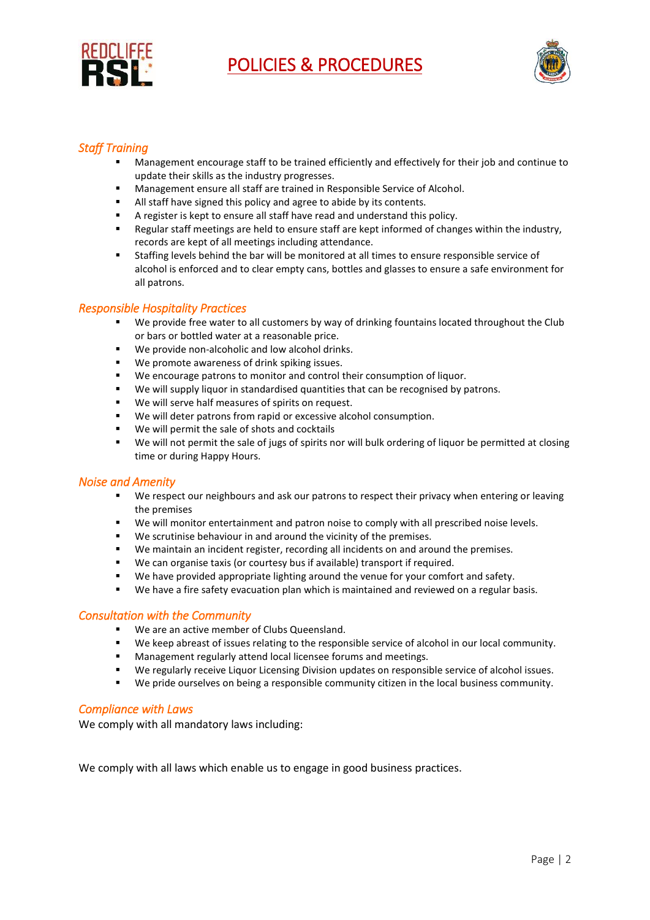### *Staff Training*

- Management encourage staff to be trained efficiently and effectively for their job and continue to update their skills as the industry progresses.
- Management ensure all staff are trained in Responsible Service of Alcohol.
- All staff have signed this policy and agree to abide by its contents.
- A register is kept to ensure all staff have read and understand this policy.
- Regular staff meetings are held to ensure staff are kept informed of changes within the industry, records are kept of all meetings including attendance.
- Staffing levels behind the bar will be monitored at all times to ensure responsible service of alcohol is enforced and to clear empty cans, bottles and glasses to ensure a safe environment for all patrons.

### *Responsible Hospitality Practices*

- We provide free water to all customers by way of drinking fountains located throughout the Club or bars or bottled water at a reasonable price.
- We provide non-alcoholic and low alcohol drinks.
- We promote awareness of drink spiking issues.
- We encourage patrons to monitor and control their consumption of liquor.
- We will supply liquor in standardised quantities that can be recognised by patrons.
- We will serve half measures of spirits on request.
- We will deter patrons from rapid or excessive alcohol consumption.
- We will permit the sale of shots and cocktails
- We will not permit the sale of jugs of spirits nor will bulk ordering of liquor be permitted at closing time or during Happy Hours.

### *Noise and Amenity*

- We respect our neighbours and ask our patrons to respect their privacy when entering or leaving the premises
- We will monitor entertainment and patron noise to comply with all prescribed noise levels.
- We scrutinise behaviour in and around the vicinity of the premises.
- We maintain an incident register, recording all incidents on and around the premises.
- We can organise taxis (or courtesy bus if available) transport if required.
- We have provided appropriate lighting around the venue for your comfort and safety.
- We have a fire safety evacuation plan which is maintained and reviewed on a regular basis.

### *Consultation with the Community*

- We are an active member of Clubs Queensland.
- We keep abreast of issues relating to the responsible service of alcohol in our local community.
- Management regularly attend local licensee forums and meetings.
- We regularly receive Liquor Licensing Division updates on responsible service of alcohol issues.
- We pride ourselves on being a responsible community citizen in the local business community.

### *Compliance with Laws*

We comply with all mandatory laws including:

We comply with all laws which enable us to engage in good business practices.